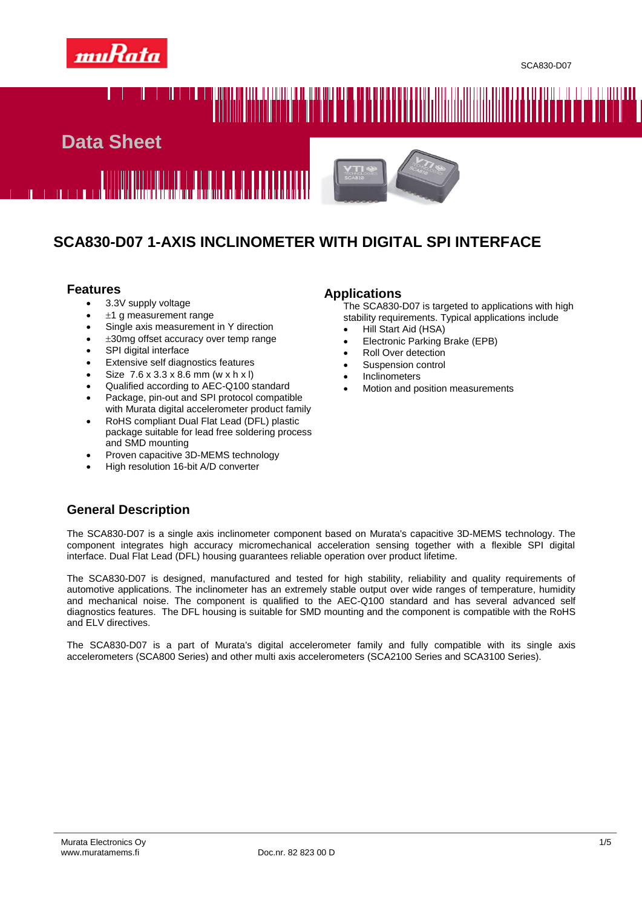# Data Sheet

## SCA830-D07 1-AXIS INCLINOMETER WITH DIGITAL SPI INTERFACE

### Features

- 3.3V supply voltage
- ±1 g measurement range
- Single axis measurement in Y direction
- ±30mg offset accuracy over temp range
- SPI digital interface
- Extensive self diagnostics features
- Size 7.6 x 3.3 x 8.6 mm (w x h x l)
- Qualified according to AEC-Q100 standard
- Package, pin-out and SPI protocol compatible with Murata digital accelerometer product family
- RoHS compliant Dual Flat Lead (DFL) plastic package suitable for lead free soldering process and SMD mounting
- Proven capacitive 3D-MEMS technology
- High resolution 16-bit A/D converter

### Applications

The SCA830-D07 is targeted to applications with high stability requirements. Typical applications include

- Hill Start Aid (HSA)
- Electronic Parking Brake (EPB)
- Roll Over detection
- Suspension control
- Inclinometers
- Motion and position measurements

### General Description

The SCA830-D07 is a single axis inclinometer component based on Murata's capacitive 3D-MEMS technology. The component integrates high accuracy micromechanical acceleration sensing together with a flexible SPI digital interface. Dual Flat Lead (DFL) housing guarantees reliable operation over product lifetime.

The SCA830-D07 is designed, manufactured and tested for high stability, reliability and quality requirements of automotive applications. The inclinometer has an extremely stable output over wide ranges of temperature, humidity and mechanical noise. The component is qualified to the AEC-Q100 standard and has several advanced self diagnostics features. The DFL housing is suitable for SMD mounting and the component is compatible with the RoHS and ELV directives.

The SCA830-D07 is a part of Murata's digital accelerometer family and fully compatible with its single axis accelerometers (SCA800 Series) and other multi axis accelerometers (SCA2100 Series and SCA3100 Series).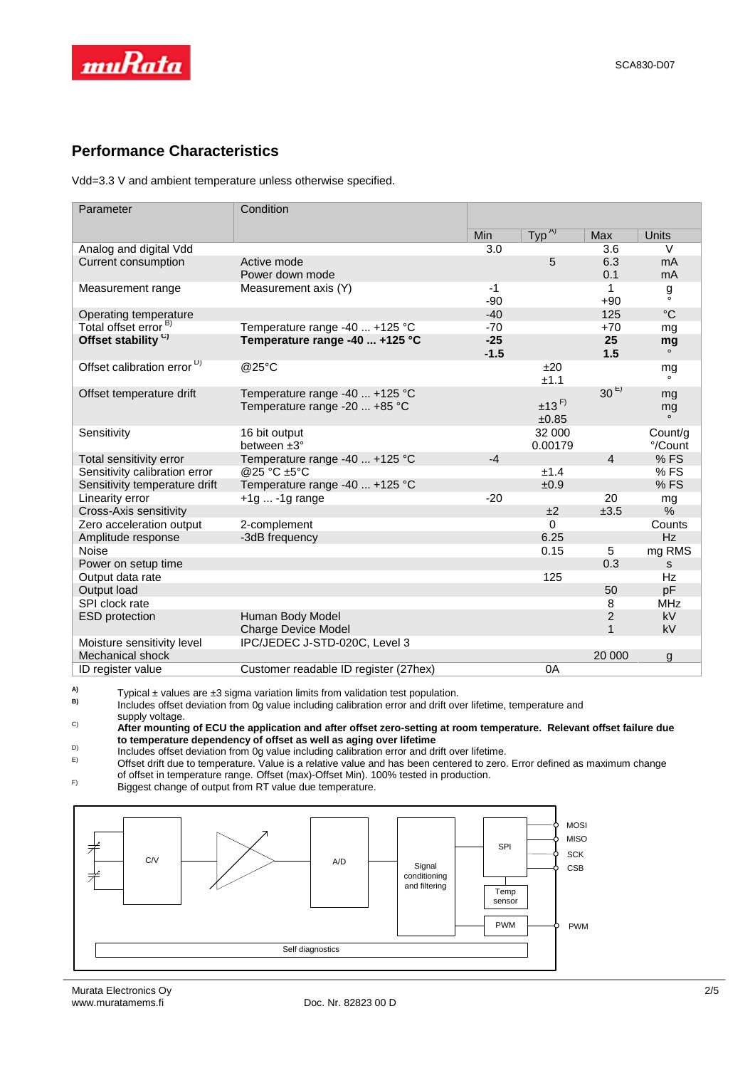## Performance Characteristics

Vdd=3.3 V and ambient temperature unless otherwise specified.

| Parameter | Condition | Min | Typ [A)] | Max | Units |
|---|---|---|---|---|---|
| Analog and digital Vdd | | 3.0 | | 3.6 | V |
| Current consumption | Active mode<br>Power down mode | | 5 | 6.3<br>0.1 | mA<br>mA |
| Measurement range | Measurement axis (Y) | -1<br>-90 | | 1<br>+90 | g<br>° |
| Operating temperature | | -40 | | 125 | °C |
| Total offset error [B)] | Temperature range -40 ... +125 °C | -70 | | +70 | mg |
| **Offset stability [C)]** | **Temperature range -40 ... +125 °C** | **-25**<br>**-1.5** | | **25**<br>**1.5** | **mg**<br>**°** |
| Offset calibration error [D)] | @25°C | | ±20<br>±1.1 | | mg<br>° |
| Offset temperature drift | Temperature range -40 ... +125 °C<br>Temperature range -20 ... +85 °C | | ±13 [F)]<br>±0.85 | 30 [E)] | mg<br>mg<br>° |
| Sensitivity | 16 bit output<br>between ±3° | | 32 000<br>0.00179 | | Count/g<br>°/Count |
| Total sensitivity error | Temperature range -40 ... +125 °C | -4 | | 4 | % FS |
| Sensitivity calibration error | @25 °C ±5°C | | ±1.4 | | % FS |
| Sensitivity temperature drift | Temperature range -40 ... +125 °C | | ±0.9 | | % FS |
| Linearity error | +1g ... -1g range | -20 | | 20 | mg |
| Cross-Axis sensitivity | | | ±2 | ±3.5 | % |
| Zero acceleration output | 2-complement | | 0 | | Counts |
| Amplitude response | -3dB frequency | | 6.25 | | Hz |
| Noise | | | 0.15 | 5 | mg RMS |
| Power on setup time | | | | 0.3 | s |
| Output data rate | | | 125 | | Hz |
| Output load | | | | 50 | pF |
| SPI clock rate | | | | 8 | MHz |
| ESD protection | Human Body Model<br>Charge Device Model | | | 2<br>1 | kV<br>kV |
| Moisture sensitivity level | IPC/JEDEC J-STD-020C, Level 3 | | | | |
| Mechanical shock | | | | 20 000 | g |
| ID register value | Customer readable ID register (27hex) | | 0A | | |

A) Typical ± values are ±3 sigma variation limits from validation test population.
B) Includes offset deviation from 0g value including calibration error and drift over lifetime, temperature and supply voltage.
C) **After mounting of ECU the application and after offset zero-setting at room temperature. Relevant offset failure due to temperature dependency of offset as well as aging over lifetime**
D) Includes offset deviation from 0g value including calibration error and drift over lifetime.
E) Offset drift due to temperature. Value is a relative value and has been centered to zero. Error defined as maximum change of offset in temperature range. Offset (max)-Offset Min). 100% tested in production.
F) Biggest change of output from RT value due temperature.

C/V | A/D | Signal conditioning and filtering | SPI | Temp sensor | PWM | Self diagnostics | MOSI | MISO | SCK | CSB | PWM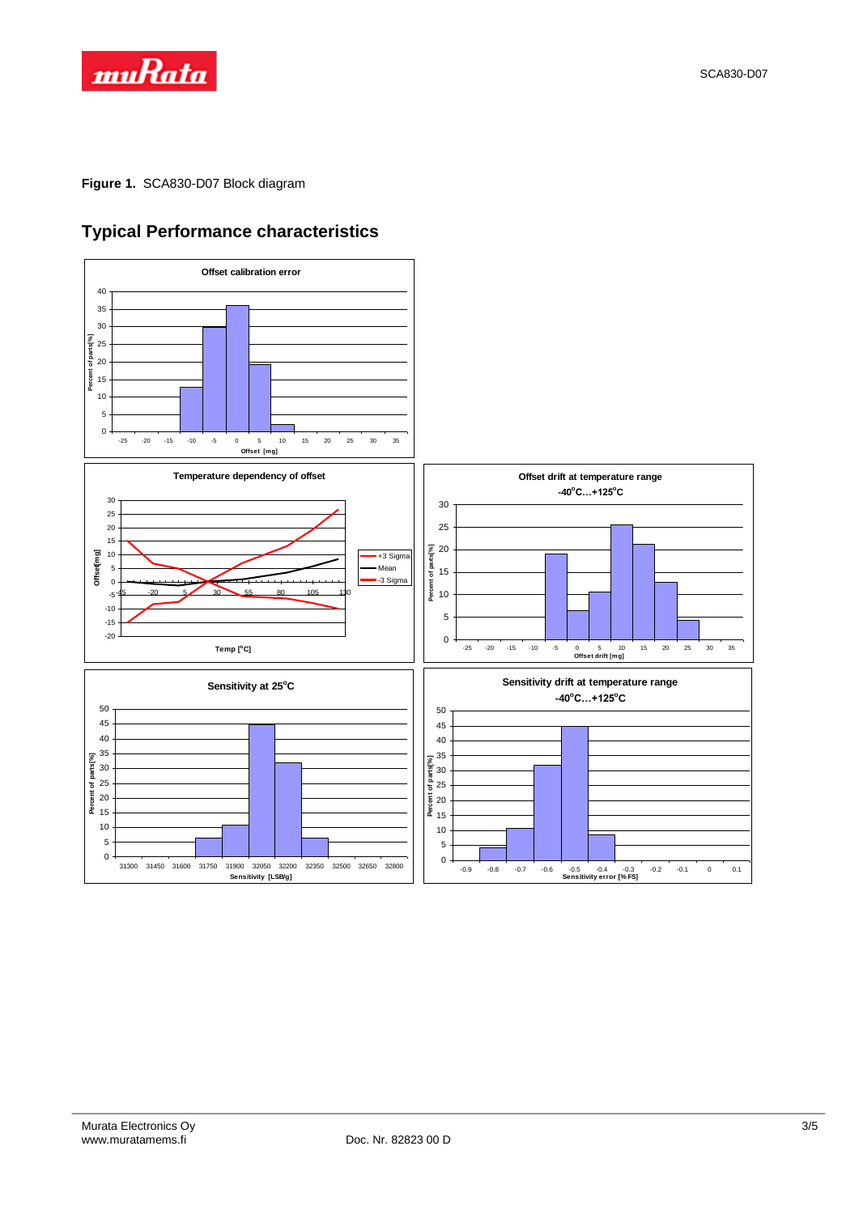**Figure 1.** SCA830-D07 Block diagram

## Typical Performance characteristics

**Offset calibration error**

**Temperature dependency of offset**

**Offset drift at temperature range -40°C…+125°C**

**Sensitivity at 25°C**

**Sensitivity drift at temperature range -40°C…+125°C**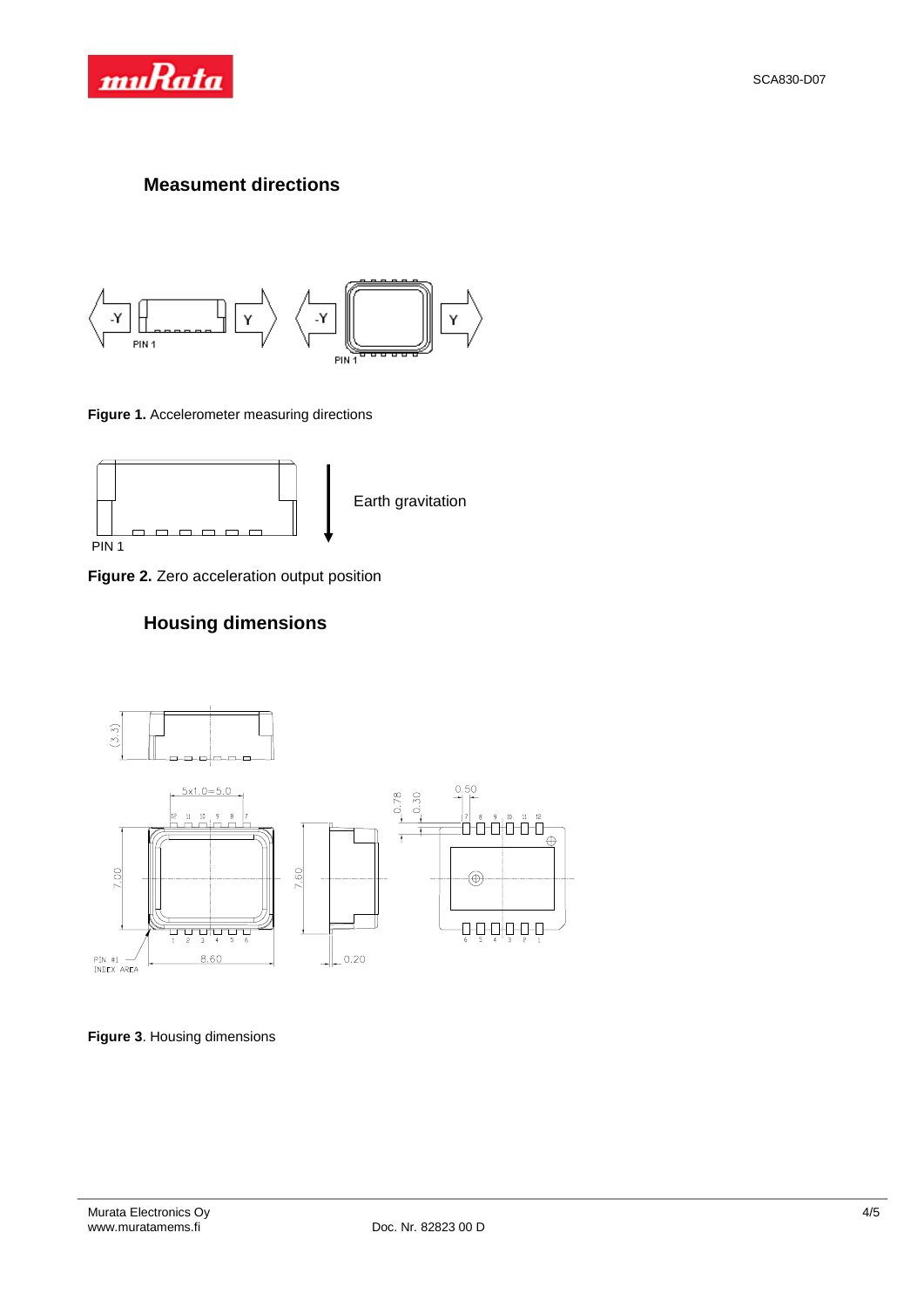## Measument directions

Figure 1. Accelerometer measuring directions

Figure 2. Zero acceleration output position

## Housing dimensions

Figure 3. Housing dimensions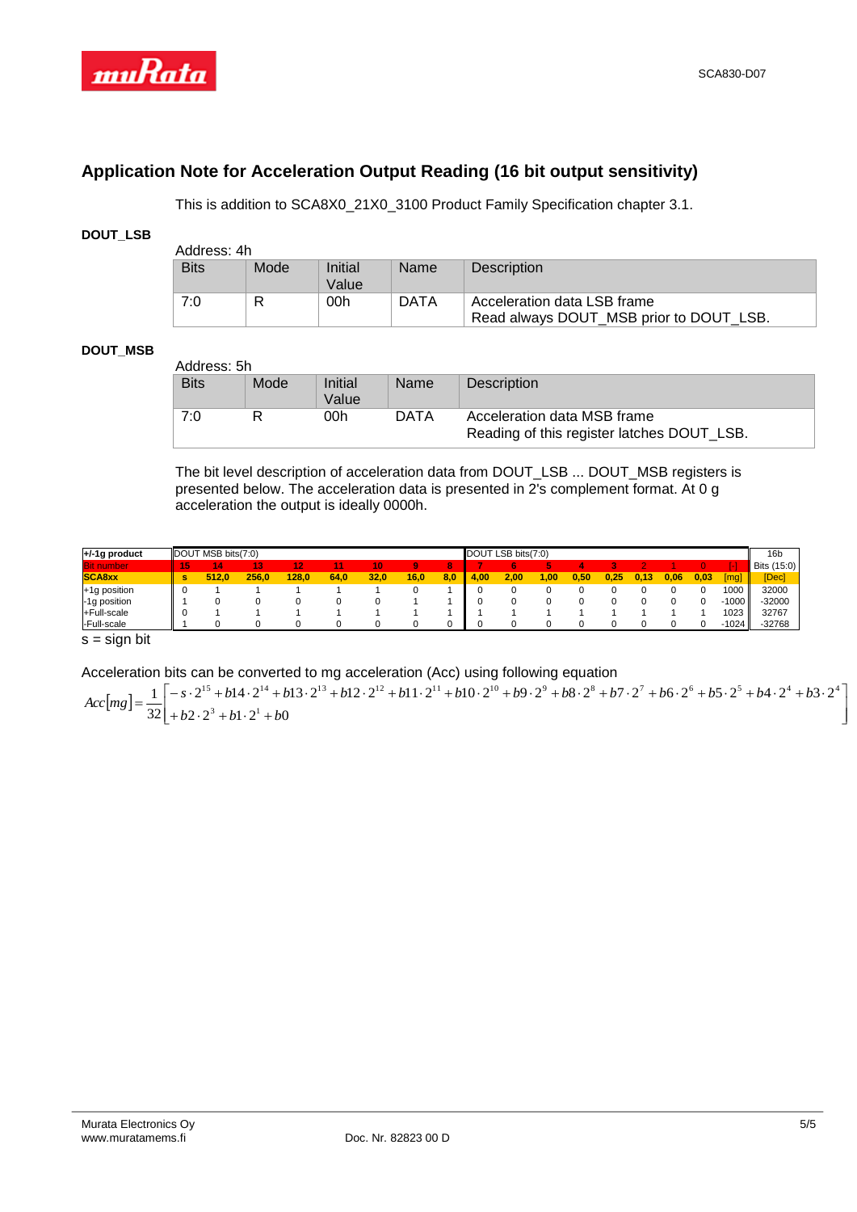## Application Note for Acceleration Output Reading (16 bit output sensitivity)

This is addition to SCA8X0_21X0_3100 Product Family Specification chapter 3.1.

**DOUT_LSB**

Address: 4h

| Bits | Mode | Initial Value | Name | Description |
|---|---|---|---|---|
| 7:0 | R | 00h | DATA | Acceleration data LSB frame<br>Read always DOUT_MSB prior to DOUT_LSB. |

**DOUT_MSB**

Address: 5h

| Bits | Mode | Initial Value | Name | Description |
|---|---|---|---|---|
| 7:0 | R | 00h | DATA | Acceleration data MSB frame<br>Reading of this register latches DOUT_LSB. |

The bit level description of acceleration data from DOUT_LSB ... DOUT_MSB registers is presented below. The acceleration data is presented in 2's complement format. At 0 g acceleration the output is ideally 0000h.

| +/-1g product | DOUT MSB bits(7:0) | | | | | | | | DOUT LSB bits(7:0) | | | | | | | | | 16b |
|---|---|---|---|---|---|---|---|---|---|---|---|---|---|---|---|---|---|---|
| Bit number | 15 | 14 | 13 | 12 | 11 | 10 | 9 | 8 | 7 | 6 | 5 | 4 | 3 | 2 | 1 | 0 | [-] | Bits (15:0) |
| SCA8xx | s | 512,0 | 256,0 | 128,0 | 64,0 | 32,0 | 16,0 | 8,0 | 4,00 | 2,00 | 1,00 | 0,50 | 0,25 | 0,13 | 0,06 | 0,03 | [mg] | [Dec] |
| +1g position | 0 | 1 | 1 | 1 | 1 | 1 | 0 | 1 | 0 | 0 | 0 | 0 | 0 | 0 | 0 | 0 | 1000 | 32000 |
| -1g position | 1 | 0 | 0 | 0 | 0 | 0 | 1 | 1 | 0 | 0 | 0 | 0 | 0 | 0 | 0 | 0 | -1000 | -32000 |
| +Full-scale | 0 | 1 | 1 | 1 | 1 | 1 | 1 | 1 | 1 | 1 | 1 | 1 | 1 | 1 | 1 | 1 | 1023 | 32767 |
| -Full-scale | 1 | 0 | 0 | 0 | 0 | 0 | 0 | 0 | 0 | 0 | 0 | 0 | 0 | 0 | 0 | 0 | -1024 | -32768 |

s = sign bit

Acceleration bits can be converted to mg acceleration (Acc) using following equation

$$Acc[mg] = \frac{1}{32}\left[ -s \cdot 2^{15} + b14 \cdot 2^{14} + b13 \cdot 2^{13} + b12 \cdot 2^{12} + b11 \cdot 2^{11} + b10 \cdot 2^{10} + b9 \cdot 2^{9} + b8 \cdot 2^{8} + b7 \cdot 2^{7} + b6 \cdot 2^{6} + b5 \cdot 2^{5} + b4 \cdot 2^{4} + b3 \cdot 2^{4} + b2 \cdot 2^{3} + b1 \cdot 2^{1} + b0 \right]$$

Murata Electronics Oy
www.muratamems.fi

Doc. Nr. 82823 00 D